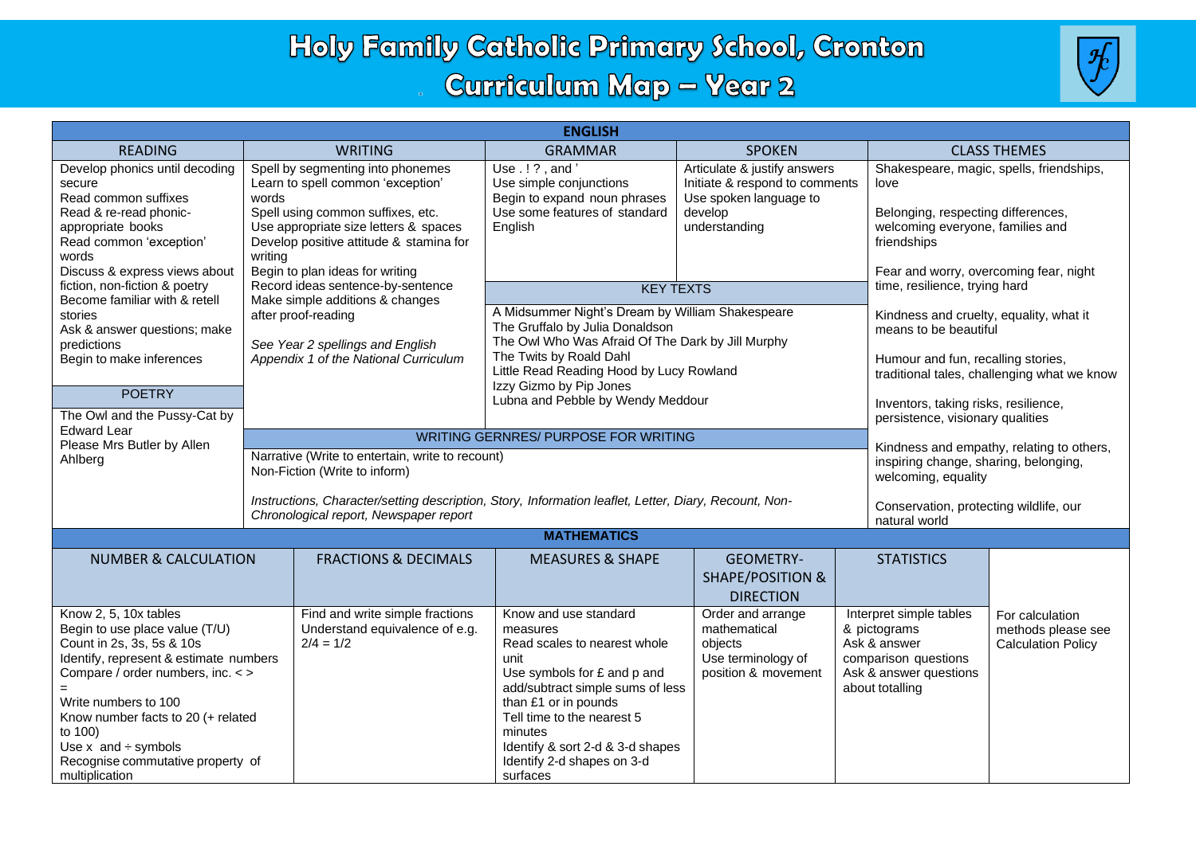# Holy Family Catholic Primary School, Cronton

## Curriculum Map – Year 2

## ENGLISH

| READING | WRITING | GRAMMAR | SPOKEN | CLASS THEMES |
|---|---|---|---|---|
| Develop phonics until decoding secure<br>Read common suffixes<br>Read & re-read phonic-appropriate books<br>Read common 'exception' words<br>Discuss & express views about fiction, non-fiction & poetry<br>Become familiar with & retell stories<br>Ask & answer questions; make predictions<br>Begin to make inferences | Spell by segmenting into phonemes<br>Learn to spell common 'exception' words<br>Spell using common suffixes, etc.<br>Use appropriate size letters & spaces<br>Develop positive attitude & stamina for writing<br>Begin to plan ideas for writing<br>Record ideas sentence-by-sentence<br>Make simple additions & changes after proof-reading<br><br>*See Year 2 spellings and English Appendix 1 of the National Curriculum* | Use . ! ? , and '<br>Use simple conjunctions<br>Begin to expand noun phrases<br>Use some features of standard English | Articulate & justify answers<br>Initiate & respond to comments<br>Use spoken language to develop understanding | Shakespeare, magic, spells, friendships, love<br><br>Belonging, respecting differences, welcoming everyone, families and friendships<br><br>Fear and worry, overcoming fear, night time, resilience, trying hard<br><br>Kindness and cruelty, equality, what it means to be beautiful<br><br>Humour and fun, recalling stories, traditional tales, challenging what we know<br><br>Inventors, taking risks, resilience, persistence, visionary qualities<br><br>Kindness and empathy, relating to others, inspiring change, sharing, belonging, welcoming, equality<br><br>Conservation, protecting wildlife, our natural world |

**POETRY**

The Owl and the Pussy-Cat by Edward Lear
Please Mrs Butler by Allen Ahlberg

**KEY TEXTS**

A Midsummer Night's Dream by William Shakespeare
The Gruffalo by Julia Donaldson
The Owl Who Was Afraid Of The Dark by Jill Murphy
The Twits by Roald Dahl
Little Read Reading Hood by Lucy Rowland
Izzy Gizmo by Pip Jones
Lubna and Pebble by Wendy Meddour

**WRITING GERNRES/ PURPOSE FOR WRITING**

Narrative (Write to entertain, write to recount)
Non-Fiction (Write to inform)

*Instructions, Character/setting description, Story, Information leaflet, Letter, Diary, Recount, Non-Chronological report, Newspaper report*

## MATHEMATICS

| NUMBER & CALCULATION | FRACTIONS & DECIMALS | MEASURES & SHAPE | GEOMETRY-SHAPE/POSITION & DIRECTION | STATISTICS | |
|---|---|---|---|---|---|
| Know 2, 5, 10x tables<br>Begin to use place value (T/U)<br>Count in 2s, 3s, 5s & 10s<br>Identify, represent & estimate numbers<br>Compare / order numbers, inc. < > =<br>Write numbers to 100<br>Know number facts to 20 (+ related to 100)<br>Use x and ÷ symbols<br>Recognise commutative property of multiplication | Find and write simple fractions<br>Understand equivalence of e.g. 2/4 = 1/2 | Know and use standard measures<br>Read scales to nearest whole unit<br>Use symbols for £ and p and add/subtract simple sums of less than £1 or in pounds<br>Tell time to the nearest 5 minutes<br>Identify & sort 2-d & 3-d shapes<br>Identify 2-d shapes on 3-d surfaces | Order and arrange mathematical objects<br>Use terminology of position & movement | Interpret simple tables & pictograms<br>Ask & answer comparison questions<br>Ask & answer questions about totalling | For calculation methods please see Calculation Policy |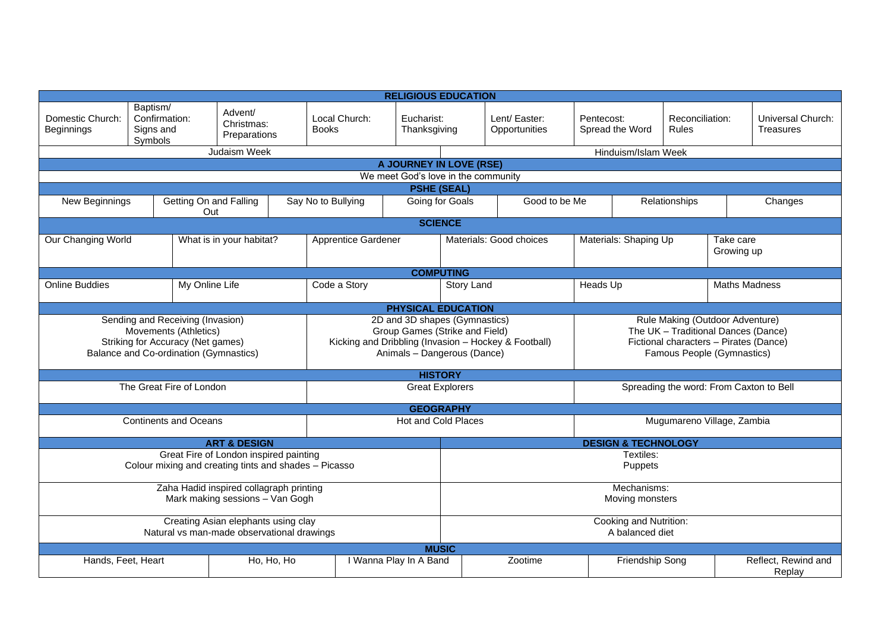## RELIGIOUS EDUCATION

| Domestic Church: Beginnings | Baptism/ Confirmation: Signs and Symbols | Advent/ Christmas: Preparations | Local Church: Books | Eucharist: Thanksgiving | Lent/ Easter: Opportunities | Pentecost: Spread the Word | Reconciliation: Rules | Universal Church: Treasures |
|---|---|---|---|---|---|---|---|---|
| Judaism Week | | | | | Hinduism/Islam Week | | | |

## A JOURNEY IN LOVE (RSE)

We meet God's love in the community

## PSHE (SEAL)

| New Beginnings | Getting On and Falling Out | Say No to Bullying | Going for Goals | Good to be Me | Relationships | Changes |
|---|---|---|---|---|---|---|

## SCIENCE

| Our Changing World | What is in your habitat? | Apprentice Gardener | Materials: Good choices | Materials: Shaping Up | Take care Growing up |
|---|---|---|---|---|---|

## COMPUTING

| Online Buddies | My Online Life | Code a Story | Story Land | Heads Up | Maths Madness |
|---|---|---|---|---|---|

## PHYSICAL EDUCATION

| Autumn | Spring | Summer |
|---|---|---|
| Sending and Receiving (Invasion)<br>Movements (Athletics)<br>Striking for Accuracy (Net games)<br>Balance and Co-ordination (Gymnastics) | 2D and 3D shapes (Gymnastics)<br>Group Games (Strike and Field)<br>Kicking and Dribbling (Invasion – Hockey & Football)<br>Animals – Dangerous (Dance) | Rule Making (Outdoor Adventure)<br>The UK – Traditional Dances (Dance)<br>Fictional characters – Pirates (Dance)<br>Famous People (Gymnastics) |

## HISTORY

| The Great Fire of London | Great Explorers | Spreading the word: From Caxton to Bell |
|---|---|---|

## GEOGRAPHY

| Continents and Oceans | Hot and Cold Places | Mugumareno Village, Zambia |
|---|---|---|

| ART & DESIGN | DESIGN & TECHNOLOGY |
|---|---|
| Great Fire of London inspired painting<br>Colour mixing and creating tints and shades – Picasso | Textiles:<br>Puppets |
| Zaha Hadid inspired collagraph printing<br>Mark making sessions – Van Gogh | Mechanisms:<br>Moving monsters |
| Creating Asian elephants using clay<br>Natural vs man-made observational drawings | Cooking and Nutrition:<br>A balanced diet |

## MUSIC

| Hands, Feet, Heart | Ho, Ho, Ho | I Wanna Play In A Band | Zootime | Friendship Song | Reflect, Rewind and Replay |
|---|---|---|---|---|---|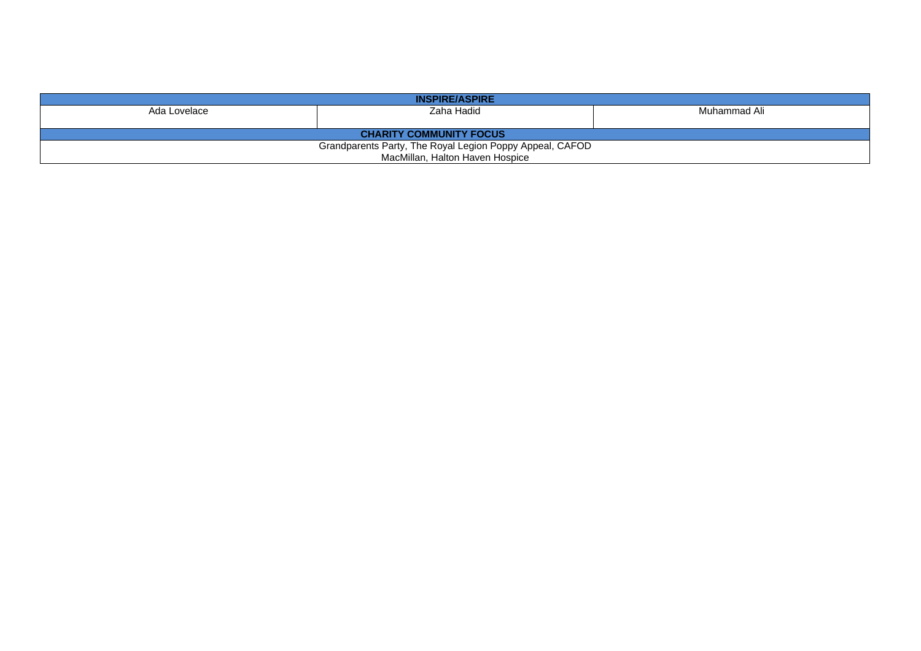| INSPIRE/ASPIRE | | |
|---|---|---|
| Ada Lovelace | Zaha Hadid | Muhammad Ali |
| **CHARITY COMMUNITY FOCUS** | | |
| Grandparents Party, The Royal Legion Poppy Appeal, CAFOD<br>MacMillan, Halton Haven Hospice | | |